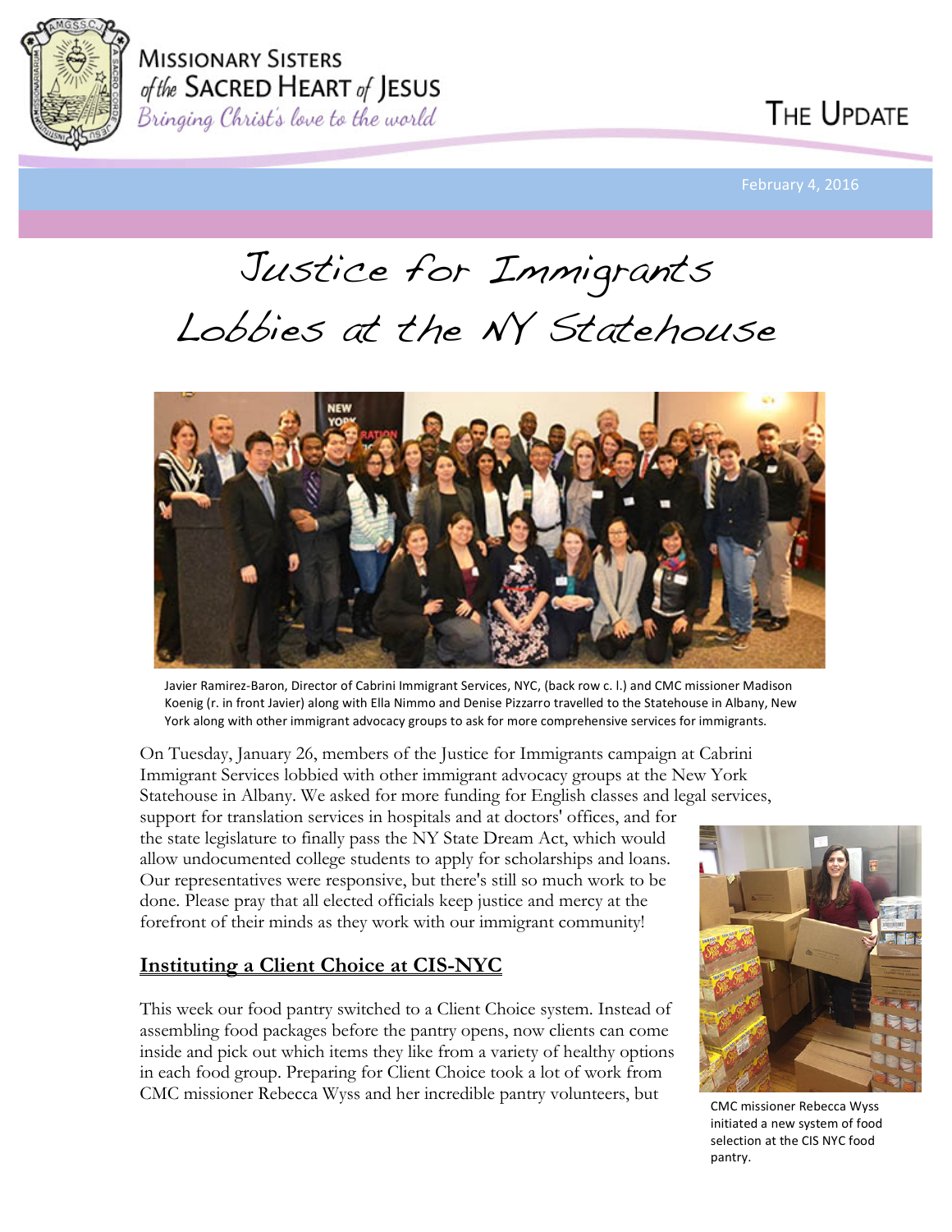# Missionary Sisters of the Sacred Heart of Jesus

*Bringing Christ's love to the world*

## The Update

February 4, 2016

# Justice for Immigrants Lobbies at the NY Statehouse

Javier Ramirez-Baron, Director of Cabrini Immigrant Services, NYC, (back row c. l.) and CMC missioner Madison Koenig (r. in front Javier) along with Ella Nimmo and Denise Pizzarro travelled to the Statehouse in Albany, New York along with other immigrant advocacy groups to ask for more comprehensive services for immigrants.

On Tuesday, January 26, members of the Justice for Immigrants campaign at Cabrini Immigrant Services lobbied with other immigrant advocacy groups at the New York Statehouse in Albany. We asked for more funding for English classes and legal services, support for translation services in hospitals and at doctors' offices, and for the state legislature to finally pass the NY State Dream Act, which would allow undocumented college students to apply for scholarships and loans. Our representatives were responsive, but there's still so much work to be done. Please pray that all elected officials keep justice and mercy at the forefront of their minds as they work with our immigrant community!

## Instituting a Client Choice at CIS-NYC

This week our food pantry switched to a Client Choice system. Instead of assembling food packages before the pantry opens, now clients can come inside and pick out which items they like from a variety of healthy options in each food group. Preparing for Client Choice took a lot of work from CMC missioner Rebecca Wyss and her incredible pantry volunteers, but

CMC missioner Rebecca Wyss initiated a new system of food selection at the CIS NYC food pantry.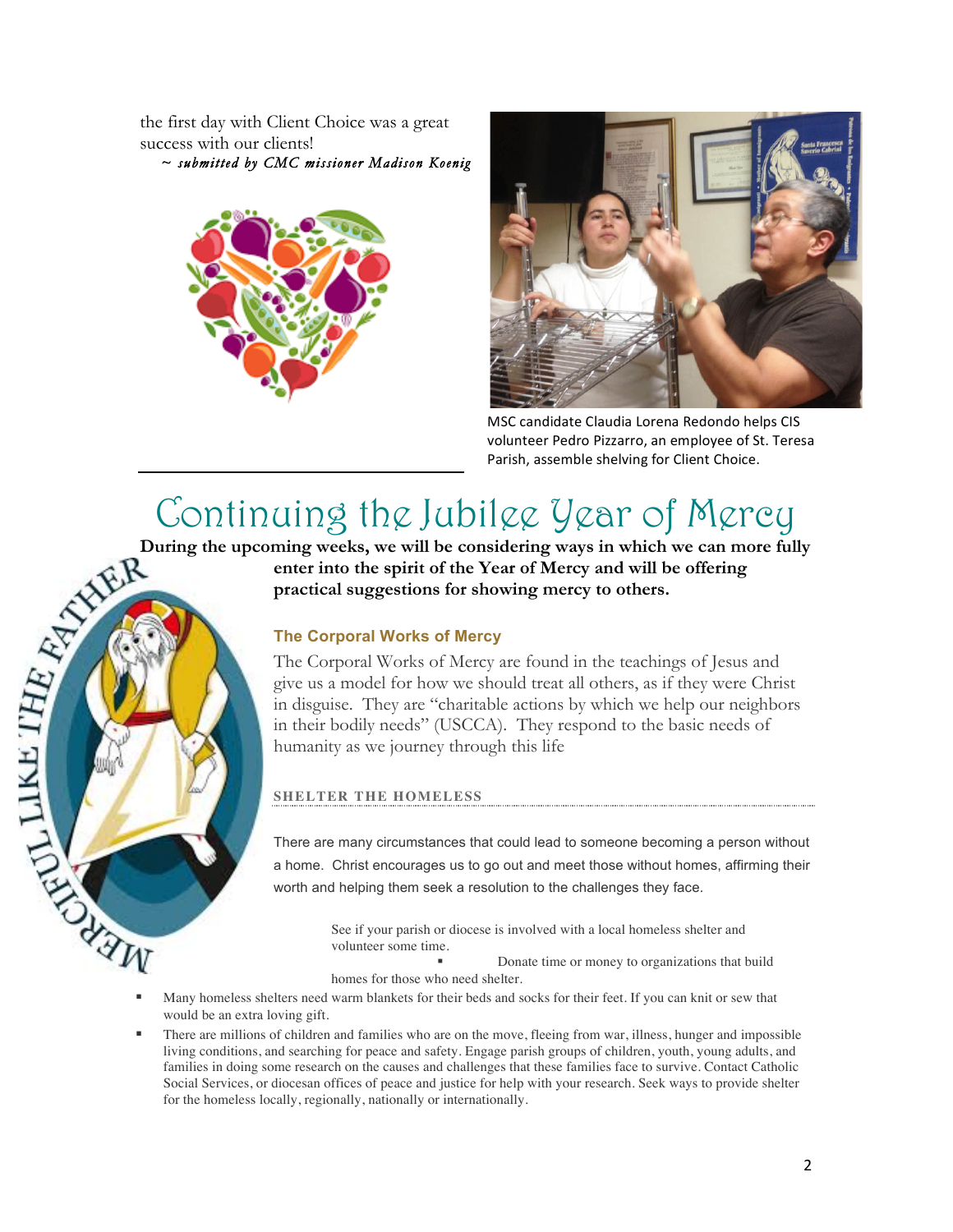the first day with Client Choice was a great success with our clients!

*~ submitted by CMC missioner Madison Koenig*

MSC candidate Claudia Lorena Redondo helps CIS volunteer Pedro Pizzarro, an employee of St. Teresa Parish, assemble shelving for Client Choice.

# Continuing the Jubilee Year of Mercy

**During the upcoming weeks, we will be considering ways in which we can more fully enter into the spirit of the Year of Mercy and will be offering practical suggestions for showing mercy to others.**

MERCIFUL LIKE THE FATHER

### The Corporal Works of Mercy

The Corporal Works of Mercy are found in the teachings of Jesus and give us a model for how we should treat all others, as if they were Christ in disguise. They are "charitable actions by which we help our neighbors in their bodily needs" (USCCA). They respond to the basic needs of humanity as we journey through this life

#### SHELTER THE HOMELESS

There are many circumstances that could lead to someone becoming a person without a home. Christ encourages us to go out and meet those without homes, affirming their worth and helping them seek a resolution to the challenges they face.

- See if your parish or diocese is involved with a local homeless shelter and volunteer some time.
- Donate time or money to organizations that build homes for those who need shelter.
- Many homeless shelters need warm blankets for their beds and socks for their feet. If you can knit or sew that would be an extra loving gift.
- There are millions of children and families who are on the move, fleeing from war, illness, hunger and impossible living conditions, and searching for peace and safety. Engage parish groups of children, youth, young adults, and families in doing some research on the causes and challenges that these families face to survive. Contact Catholic Social Services, or diocesan offices of peace and justice for help with your research. Seek ways to provide shelter for the homeless locally, regionally, nationally or internationally.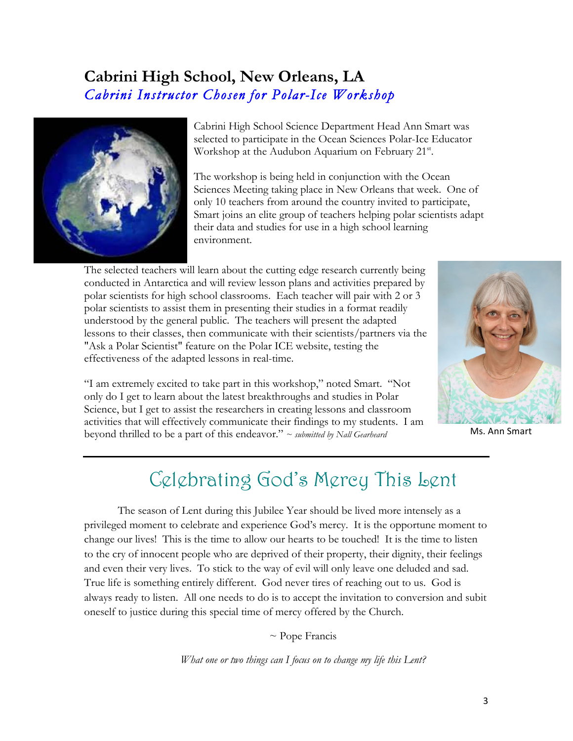## Cabrini High School, New Orleans, LA

*Cabrini Instructor Chosen for Polar-Ice Workshop*

Cabrini High School Science Department Head Ann Smart was selected to participate in the Ocean Sciences Polar-Ice Educator Workshop at the Audubon Aquarium on February 21st.

The workshop is being held in conjunction with the Ocean Sciences Meeting taking place in New Orleans that week. One of only 10 teachers from around the country invited to participate, Smart joins an elite group of teachers helping polar scientists adapt their data and studies for use in a high school learning environment.

The selected teachers will learn about the cutting edge research currently being conducted in Antarctica and will review lesson plans and activities prepared by polar scientists for high school classrooms. Each teacher will pair with 2 or 3 polar scientists to assist them in presenting their studies in a format readily understood by the general public. The teachers will present the adapted lessons to their classes, then communicate with their scientists/partners via the "Ask a Polar Scientist" feature on the Polar ICE website, testing the effectiveness of the adapted lessons in real-time.

"I am extremely excited to take part in this workshop," noted Smart. "Not only do I get to learn about the latest breakthroughs and studies in Polar Science, but I get to assist the researchers in creating lessons and classroom activities that will effectively communicate their findings to my students. I am beyond thrilled to be a part of this endeavor." ~ *submitted by Nall Gearheard*

Ms. Ann Smart

---

# Celebrating God's Mercy This Lent

The season of Lent during this Jubilee Year should be lived more intensely as a privileged moment to celebrate and experience God's mercy. It is the opportune moment to change our lives! This is the time to allow our hearts to be touched! It is the time to listen to the cry of innocent people who are deprived of their property, their dignity, their feelings and even their very lives. To stick to the way of evil will only leave one deluded and sad. True life is something entirely different. God never tires of reaching out to us. God is always ready to listen. All one needs to do is to accept the invitation to conversion and subit oneself to justice during this special time of mercy offered by the Church.

~ Pope Francis

*What one or two things can I focus on to change my life this Lent?*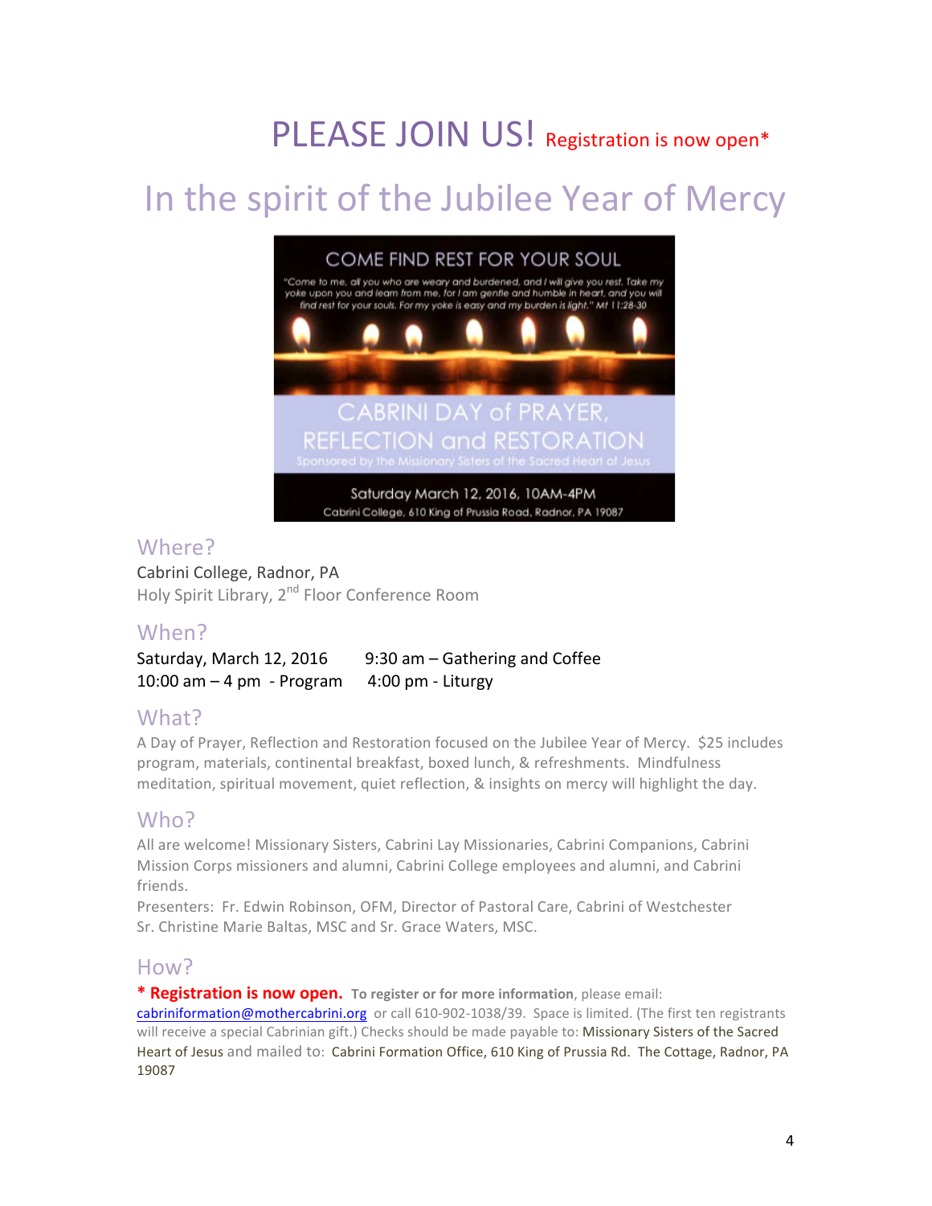# PLEASE JOIN US! Registration is now open*

## In the spirit of the Jubilee Year of Mercy

COME FIND REST FOR YOUR SOUL

"Come to me, all you who are weary and burdened, and I will give you rest. Take my yoke upon you and learn from me, for I am gentle and humble in heart, and you will find rest for your souls. For my yoke is easy and my burden is light." Mt 11:28-30

CABRINI DAY of PRAYER, REFLECTION and RESTORATION

Sponsored by the Missionary Sisters of the Sacred Heart of Jesus

Saturday March 12, 2016, 10AM-4PM

Cabrini College, 610 King of Prussia Road, Radnor, PA 19087

### Where?

Cabrini College, Radnor, PA

Holy Spirit Library, 2nd Floor Conference Room

### When?

Saturday, March 12, 2016 — 9:30 am – Gathering and Coffee

10:00 am – 4 pm - Program — 4:00 pm - Liturgy

### What?

A Day of Prayer, Reflection and Restoration focused on the Jubilee Year of Mercy. $25 includes program, materials, continental breakfast, boxed lunch, & refreshments. Mindfulness meditation, spiritual movement, quiet reflection, & insights on mercy will highlight the day.

### Who?

All are welcome! Missionary Sisters, Cabrini Lay Missionaries, Cabrini Companions, Cabrini Mission Corps missioners and alumni, Cabrini College employees and alumni, and Cabrini friends.

Presenters: Fr. Edwin Robinson, OFM, Director of Pastoral Care, Cabrini of Westchester
Sr. Christine Marie Baltas, MSC and Sr. Grace Waters, MSC.

### How?

**\* Registration is now open. To register or for more information**, please email: cabriniformation@mothercabrini.org or call 610-902-1038/39. Space is limited. (The first ten registrants will receive a special Cabrinian gift.) Checks should be made payable to: Missionary Sisters of the Sacred Heart of Jesus and mailed to: Cabrini Formation Office, 610 King of Prussia Rd. The Cottage, Radnor, PA 19087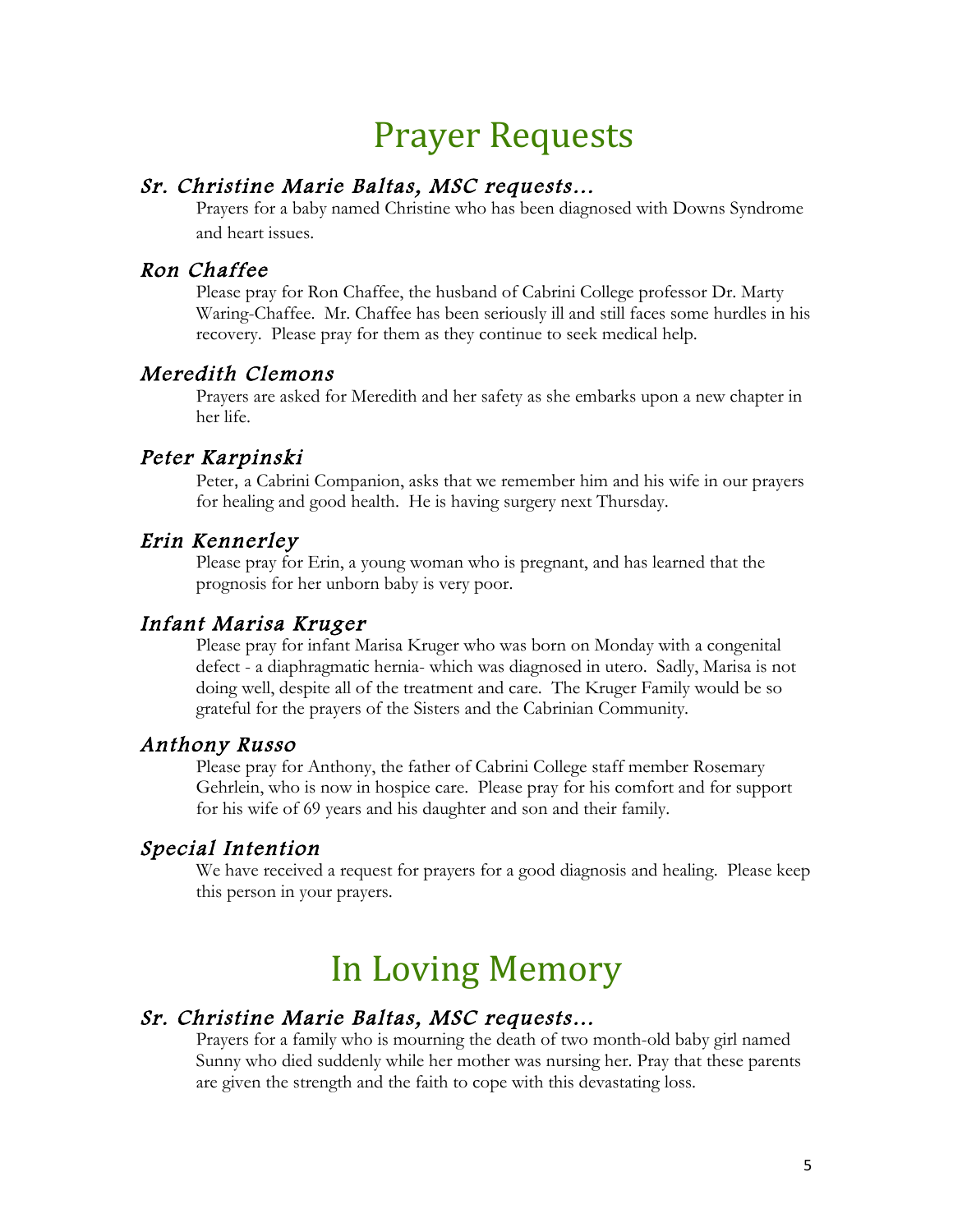# Prayer Requests

### *Sr. Christine Marie Baltas, MSC requests…*

Prayers for a baby named Christine who has been diagnosed with Downs Syndrome and heart issues.

### *Ron Chaffee*

Please pray for Ron Chaffee, the husband of Cabrini College professor Dr. Marty Waring-Chaffee. Mr. Chaffee has been seriously ill and still faces some hurdles in his recovery. Please pray for them as they continue to seek medical help.

### *Meredith Clemons*

Prayers are asked for Meredith and her safety as she embarks upon a new chapter in her life.

### *Peter Karpinski*

Peter, a Cabrini Companion, asks that we remember him and his wife in our prayers for healing and good health. He is having surgery next Thursday.

### *Erin Kennerley*

Please pray for Erin, a young woman who is pregnant, and has learned that the prognosis for her unborn baby is very poor.

### *Infant Marisa Kruger*

Please pray for infant Marisa Kruger who was born on Monday with a congenital defect - a diaphragmatic hernia- which was diagnosed in utero. Sadly, Marisa is not doing well, despite all of the treatment and care. The Kruger Family would be so grateful for the prayers of the Sisters and the Cabrinian Community.

### *Anthony Russo*

Please pray for Anthony, the father of Cabrini College staff member Rosemary Gehrlein, who is now in hospice care. Please pray for his comfort and for support for his wife of 69 years and his daughter and son and their family.

### *Special Intention*

We have received a request for prayers for a good diagnosis and healing. Please keep this person in your prayers.

# In Loving Memory

### *Sr. Christine Marie Baltas, MSC requests…*

Prayers for a family who is mourning the death of two month-old baby girl named Sunny who died suddenly while her mother was nursing her. Pray that these parents are given the strength and the faith to cope with this devastating loss.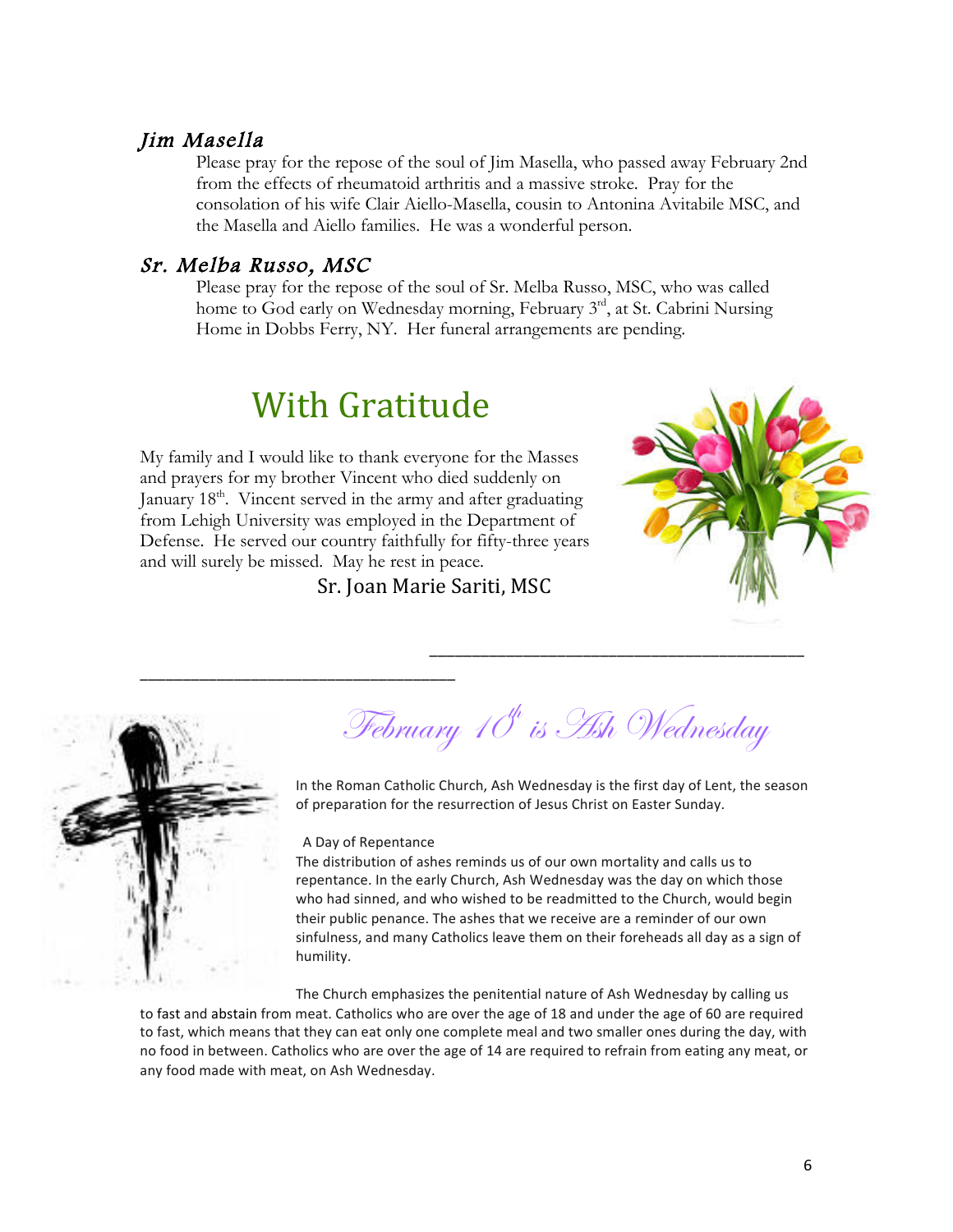### *Jim Masella*

Please pray for the repose of the soul of Jim Masella, who passed away February 2nd from the effects of rheumatoid arthritis and a massive stroke. Pray for the consolation of his wife Clair Aiello-Masella, cousin to Antonina Avitabile MSC, and the Masella and Aiello families. He was a wonderful person.

### *Sr. Melba Russo, MSC*

Please pray for the repose of the soul of Sr. Melba Russo, MSC, who was called home to God early on Wednesday morning, February 3rd, at St. Cabrini Nursing Home in Dobbs Ferry, NY. Her funeral arrangements are pending.

## With Gratitude

My family and I would like to thank everyone for the Masses and prayers for my brother Vincent who died suddenly on January 18th. Vincent served in the army and after graduating from Lehigh University was employed in the Department of Defense. He served our country faithfully for fifty-three years and will surely be missed. May he rest in peace.

Sr. Joan Marie Sariti, MSC

## *February 10th is Ash Wednesday*

In the Roman Catholic Church, Ash Wednesday is the first day of Lent, the season of preparation for the resurrection of Jesus Christ on Easter Sunday.

A Day of Repentance

The distribution of ashes reminds us of our own mortality and calls us to repentance. In the early Church, Ash Wednesday was the day on which those who had sinned, and who wished to be readmitted to the Church, would begin their public penance. The ashes that we receive are a reminder of our own sinfulness, and many Catholics leave them on their foreheads all day as a sign of humility.

The Church emphasizes the penitential nature of Ash Wednesday by calling us to fast and abstain from meat. Catholics who are over the age of 18 and under the age of 60 are required to fast, which means that they can eat only one complete meal and two smaller ones during the day, with no food in between. Catholics who are over the age of 14 are required to refrain from eating any meat, or any food made with meat, on Ash Wednesday.